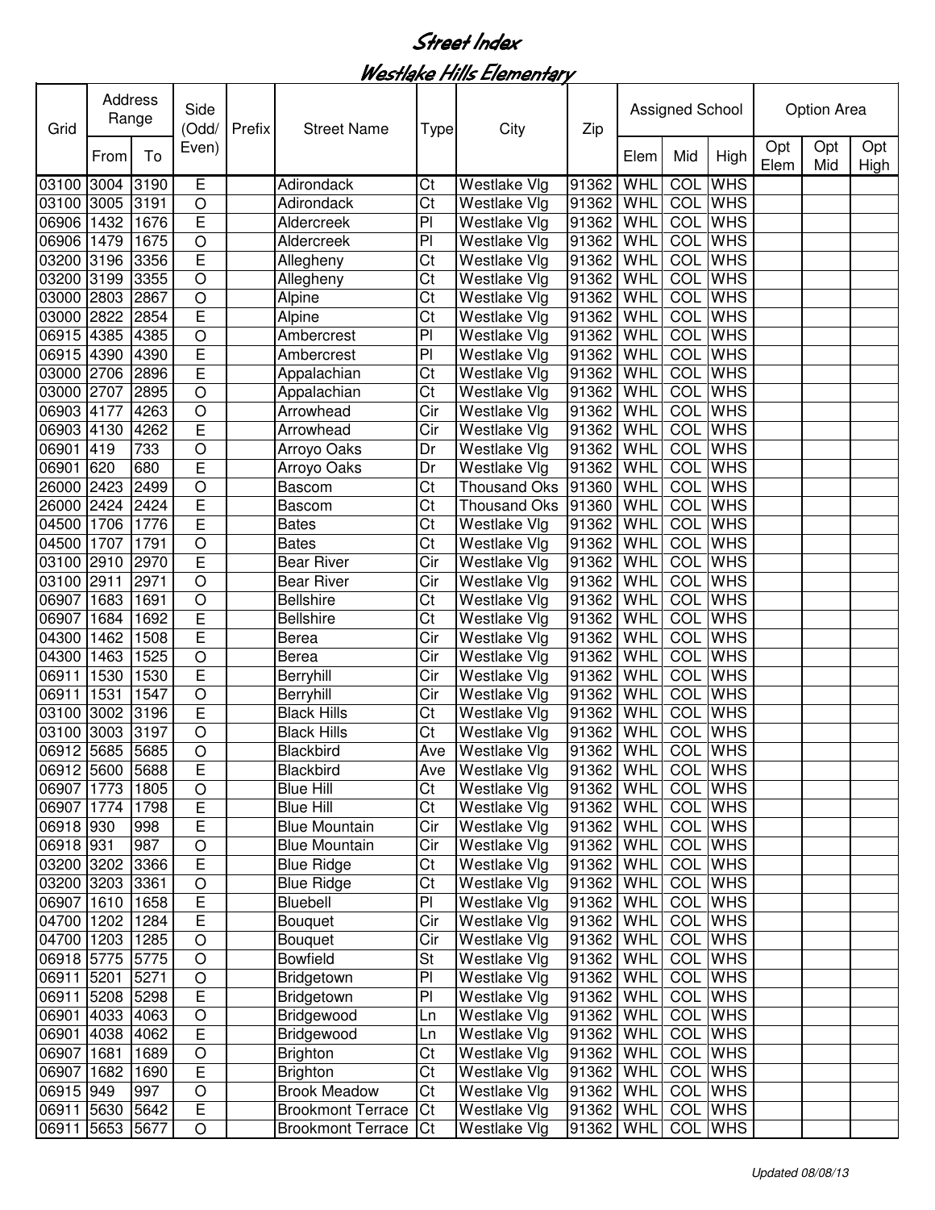# Street Index

## Westlake Hills Elementary

| Grid | Address Range | | Side (Odd/ Even) | Prefix | Street Name | Type | City | Zip | Assigned School | | | Option Area | | |
|---|---|---|---|---|---|---|---|---|---|---|---|---|---|---|
| | From | To | | | | | | | Elem | Mid | High | Opt Elem | Opt Mid | Opt High |
| 03100 | 3004 | 3190 | E | | Adirondack | Ct | Westlake Vlg | 91362 | WHL | COL | WHS | | | |
| 03100 | 3005 | 3191 | O | | Adirondack | Ct | Westlake Vlg | 91362 | WHL | COL | WHS | | | |
| 06906 | 1432 | 1676 | E | | Aldercreek | Pl | Westlake Vlg | 91362 | WHL | COL | WHS | | | |
| 06906 | 1479 | 1675 | O | | Aldercreek | Pl | Westlake Vlg | 91362 | WHL | COL | WHS | | | |
| 03200 | 3196 | 3356 | E | | Allegheny | Ct | Westlake Vlg | 91362 | WHL | COL | WHS | | | |
| 03200 | 3199 | 3355 | O | | Allegheny | Ct | Westlake Vlg | 91362 | WHL | COL | WHS | | | |
| 03000 | 2803 | 2867 | O | | Alpine | Ct | Westlake Vlg | 91362 | WHL | COL | WHS | | | |
| 03000 | 2822 | 2854 | E | | Alpine | Ct | Westlake Vlg | 91362 | WHL | COL | WHS | | | |
| 06915 | 4385 | 4385 | O | | Ambercrest | Pl | Westlake Vlg | 91362 | WHL | COL | WHS | | | |
| 06915 | 4390 | 4390 | E | | Ambercrest | Pl | Westlake Vlg | 91362 | WHL | COL | WHS | | | |
| 03000 | 2706 | 2896 | E | | Appalachian | Ct | Westlake Vlg | 91362 | WHL | COL | WHS | | | |
| 03000 | 2707 | 2895 | O | | Appalachian | Ct | Westlake Vlg | 91362 | WHL | COL | WHS | | | |
| 06903 | 4177 | 4263 | O | | Arrowhead | Cir | Westlake Vlg | 91362 | WHL | COL | WHS | | | |
| 06903 | 4130 | 4262 | E | | Arrowhead | Cir | Westlake Vlg | 91362 | WHL | COL | WHS | | | |
| 06901 | 419 | 733 | O | | Arroyo Oaks | Dr | Westlake Vlg | 91362 | WHL | COL | WHS | | | |
| 06901 | 620 | 680 | E | | Arroyo Oaks | Dr | Westlake Vlg | 91362 | WHL | COL | WHS | | | |
| 26000 | 2423 | 2499 | O | | Bascom | Ct | Thousand Oks | 91360 | WHL | COL | WHS | | | |
| 26000 | 2424 | 2424 | E | | Bascom | Ct | Thousand Oks | 91360 | WHL | COL | WHS | | | |
| 04500 | 1706 | 1776 | E | | Bates | Ct | Westlake Vlg | 91362 | WHL | COL | WHS | | | |
| 04500 | 1707 | 1791 | O | | Bates | Ct | Westlake Vlg | 91362 | WHL | COL | WHS | | | |
| 03100 | 2910 | 2970 | E | | Bear River | Cir | Westlake Vlg | 91362 | WHL | COL | WHS | | | |
| 03100 | 2911 | 2971 | O | | Bear River | Cir | Westlake Vlg | 91362 | WHL | COL | WHS | | | |
| 06907 | 1683 | 1691 | O | | Bellshire | Ct | Westlake Vlg | 91362 | WHL | COL | WHS | | | |
| 06907 | 1684 | 1692 | E | | Bellshire | Ct | Westlake Vlg | 91362 | WHL | COL | WHS | | | |
| 04300 | 1462 | 1508 | E | | Berea | Cir | Westlake Vlg | 91362 | WHL | COL | WHS | | | |
| 04300 | 1463 | 1525 | O | | Berea | Cir | Westlake Vlg | 91362 | WHL | COL | WHS | | | |
| 06911 | 1530 | 1530 | E | | Berryhill | Cir | Westlake Vlg | 91362 | WHL | COL | WHS | | | |
| 06911 | 1531 | 1547 | O | | Berryhill | Cir | Westlake Vlg | 91362 | WHL | COL | WHS | | | |
| 03100 | 3002 | 3196 | E | | Black Hills | Ct | Westlake Vlg | 91362 | WHL | COL | WHS | | | |
| 03100 | 3003 | 3197 | O | | Black Hills | Ct | Westlake Vlg | 91362 | WHL | COL | WHS | | | |
| 06912 | 5685 | 5685 | O | | Blackbird | Ave | Westlake Vlg | 91362 | WHL | COL | WHS | | | |
| 06912 | 5600 | 5688 | E | | Blackbird | Ave | Westlake Vlg | 91362 | WHL | COL | WHS | | | |
| 06907 | 1773 | 1805 | O | | Blue Hill | Ct | Westlake Vlg | 91362 | WHL | COL | WHS | | | |
| 06907 | 1774 | 1798 | E | | Blue Hill | Ct | Westlake Vlg | 91362 | WHL | COL | WHS | | | |
| 06918 | 930 | 998 | E | | Blue Mountain | Cir | Westlake Vlg | 91362 | WHL | COL | WHS | | | |
| 06918 | 931 | 987 | O | | Blue Mountain | Cir | Westlake Vlg | 91362 | WHL | COL | WHS | | | |
| 03200 | 3202 | 3366 | E | | Blue Ridge | Ct | Westlake Vlg | 91362 | WHL | COL | WHS | | | |
| 03200 | 3203 | 3361 | O | | Blue Ridge | Ct | Westlake Vlg | 91362 | WHL | COL | WHS | | | |
| 06907 | 1610 | 1658 | E | | Bluebell | Pl | Westlake Vlg | 91362 | WHL | COL | WHS | | | |
| 04700 | 1202 | 1284 | E | | Bouquet | Cir | Westlake Vlg | 91362 | WHL | COL | WHS | | | |
| 04700 | 1203 | 1285 | O | | Bouquet | Cir | Westlake Vlg | 91362 | WHL | COL | WHS | | | |
| 06918 | 5775 | 5775 | O | | Bowfield | St | Westlake Vlg | 91362 | WHL | COL | WHS | | | |
| 06911 | 5201 | 5271 | O | | Bridgetown | Pl | Westlake Vlg | 91362 | WHL | COL | WHS | | | |
| 06911 | 5208 | 5298 | E | | Bridgetown | Pl | Westlake Vlg | 91362 | WHL | COL | WHS | | | |
| 06901 | 4033 | 4063 | O | | Bridgewood | Ln | Westlake Vlg | 91362 | WHL | COL | WHS | | | |
| 06901 | 4038 | 4062 | E | | Bridgewood | Ln | Westlake Vlg | 91362 | WHL | COL | WHS | | | |
| 06907 | 1681 | 1689 | O | | Brighton | Ct | Westlake Vlg | 91362 | WHL | COL | WHS | | | |
| 06907 | 1682 | 1690 | E | | Brighton | Ct | Westlake Vlg | 91362 | WHL | COL | WHS | | | |
| 06915 | 949 | 997 | O | | Brook Meadow | Ct | Westlake Vlg | 91362 | WHL | COL | WHS | | | |
| 06911 | 5630 | 5642 | E | | Brookmont Terrace | Ct | Westlake Vlg | 91362 | WHL | COL | WHS | | | |
| 06911 | 5653 | 5677 | O | | Brookmont Terrace | Ct | Westlake Vlg | 91362 | WHL | COL | WHS | | | |

*Updated 08/08/13*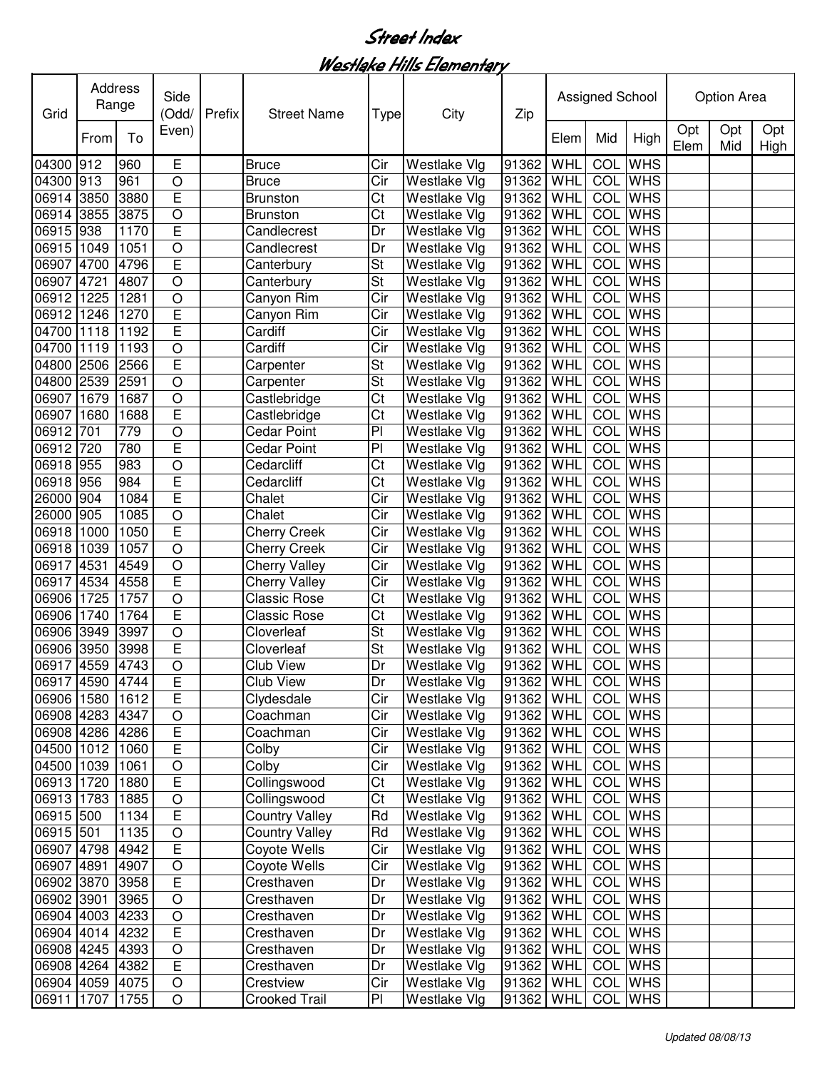# Street Index

## Westlake Hills Elementary

| Grid | Address Range | | Side (Odd/ Even) | Prefix | Street Name | Type | City | Zip | Assigned School | | | Option Area | | |
|---|---|---|---|---|---|---|---|---|---|---|---|---|---|---|
| | From | To | | | | | | | Elem | Mid | High | Opt Elem | Opt Mid | Opt High |
| 04300 | 912 | 960 | E | | Bruce | Cir | Westlake Vlg | 91362 | WHL | COL | WHS | | | |
| 04300 | 913 | 961 | O | | Bruce | Cir | Westlake Vlg | 91362 | WHL | COL | WHS | | | |
| 06914 | 3850 | 3880 | E | | Brunston | Ct | Westlake Vlg | 91362 | WHL | COL | WHS | | | |
| 06914 | 3855 | 3875 | O | | Brunston | Ct | Westlake Vlg | 91362 | WHL | COL | WHS | | | |
| 06915 | 938 | 1170 | E | | Candlecrest | Dr | Westlake Vlg | 91362 | WHL | COL | WHS | | | |
| 06915 | 1049 | 1051 | O | | Candlecrest | Dr | Westlake Vlg | 91362 | WHL | COL | WHS | | | |
| 06907 | 4700 | 4796 | E | | Canterbury | St | Westlake Vlg | 91362 | WHL | COL | WHS | | | |
| 06907 | 4721 | 4807 | O | | Canterbury | St | Westlake Vlg | 91362 | WHL | COL | WHS | | | |
| 06912 | 1225 | 1281 | O | | Canyon Rim | Cir | Westlake Vlg | 91362 | WHL | COL | WHS | | | |
| 06912 | 1246 | 1270 | E | | Canyon Rim | Cir | Westlake Vlg | 91362 | WHL | COL | WHS | | | |
| 04700 | 1118 | 1192 | E | | Cardiff | Cir | Westlake Vlg | 91362 | WHL | COL | WHS | | | |
| 04700 | 1119 | 1193 | O | | Cardiff | Cir | Westlake Vlg | 91362 | WHL | COL | WHS | | | |
| 04800 | 2506 | 2566 | E | | Carpenter | St | Westlake Vlg | 91362 | WHL | COL | WHS | | | |
| 04800 | 2539 | 2591 | O | | Carpenter | St | Westlake Vlg | 91362 | WHL | COL | WHS | | | |
| 06907 | 1679 | 1687 | O | | Castlebridge | Ct | Westlake Vlg | 91362 | WHL | COL | WHS | | | |
| 06907 | 1680 | 1688 | E | | Castlebridge | Ct | Westlake Vlg | 91362 | WHL | COL | WHS | | | |
| 06912 | 701 | 779 | O | | Cedar Point | Pl | Westlake Vlg | 91362 | WHL | COL | WHS | | | |
| 06912 | 720 | 780 | E | | Cedar Point | Pl | Westlake Vlg | 91362 | WHL | COL | WHS | | | |
| 06918 | 955 | 983 | O | | Cedarcliff | Ct | Westlake Vlg | 91362 | WHL | COL | WHS | | | |
| 06918 | 956 | 984 | E | | Cedarcliff | Ct | Westlake Vlg | 91362 | WHL | COL | WHS | | | |
| 26000 | 904 | 1084 | E | | Chalet | Cir | Westlake Vlg | 91362 | WHL | COL | WHS | | | |
| 26000 | 905 | 1085 | O | | Chalet | Cir | Westlake Vlg | 91362 | WHL | COL | WHS | | | |
| 06918 | 1000 | 1050 | E | | Cherry Creek | Cir | Westlake Vlg | 91362 | WHL | COL | WHS | | | |
| 06918 | 1039 | 1057 | O | | Cherry Creek | Cir | Westlake Vlg | 91362 | WHL | COL | WHS | | | |
| 06917 | 4531 | 4549 | O | | Cherry Valley | Cir | Westlake Vlg | 91362 | WHL | COL | WHS | | | |
| 06917 | 4534 | 4558 | E | | Cherry Valley | Cir | Westlake Vlg | 91362 | WHL | COL | WHS | | | |
| 06906 | 1725 | 1757 | O | | Classic Rose | Ct | Westlake Vlg | 91362 | WHL | COL | WHS | | | |
| 06906 | 1740 | 1764 | E | | Classic Rose | Ct | Westlake Vlg | 91362 | WHL | COL | WHS | | | |
| 06906 | 3949 | 3997 | O | | Cloverleaf | St | Westlake Vlg | 91362 | WHL | COL | WHS | | | |
| 06906 | 3950 | 3998 | E | | Cloverleaf | St | Westlake Vlg | 91362 | WHL | COL | WHS | | | |
| 06917 | 4559 | 4743 | O | | Club View | Dr | Westlake Vlg | 91362 | WHL | COL | WHS | | | |
| 06917 | 4590 | 4744 | E | | Club View | Dr | Westlake Vlg | 91362 | WHL | COL | WHS | | | |
| 06906 | 1580 | 1612 | E | | Clydesdale | Cir | Westlake Vlg | 91362 | WHL | COL | WHS | | | |
| 06908 | 4283 | 4347 | O | | Coachman | Cir | Westlake Vlg | 91362 | WHL | COL | WHS | | | |
| 06908 | 4286 | 4286 | E | | Coachman | Cir | Westlake Vlg | 91362 | WHL | COL | WHS | | | |
| 04500 | 1012 | 1060 | E | | Colby | Cir | Westlake Vlg | 91362 | WHL | COL | WHS | | | |
| 04500 | 1039 | 1061 | O | | Colby | Cir | Westlake Vlg | 91362 | WHL | COL | WHS | | | |
| 06913 | 1720 | 1880 | E | | Collingswood | Ct | Westlake Vlg | 91362 | WHL | COL | WHS | | | |
| 06913 | 1783 | 1885 | O | | Collingswood | Ct | Westlake Vlg | 91362 | WHL | COL | WHS | | | |
| 06915 | 500 | 1134 | E | | Country Valley | Rd | Westlake Vlg | 91362 | WHL | COL | WHS | | | |
| 06915 | 501 | 1135 | O | | Country Valley | Rd | Westlake Vlg | 91362 | WHL | COL | WHS | | | |
| 06907 | 4798 | 4942 | E | | Coyote Wells | Cir | Westlake Vlg | 91362 | WHL | COL | WHS | | | |
| 06907 | 4891 | 4907 | O | | Coyote Wells | Cir | Westlake Vlg | 91362 | WHL | COL | WHS | | | |
| 06902 | 3870 | 3958 | E | | Cresthaven | Dr | Westlake Vlg | 91362 | WHL | COL | WHS | | | |
| 06902 | 3901 | 3965 | O | | Cresthaven | Dr | Westlake Vlg | 91362 | WHL | COL | WHS | | | |
| 06904 | 4003 | 4233 | O | | Cresthaven | Dr | Westlake Vlg | 91362 | WHL | COL | WHS | | | |
| 06904 | 4014 | 4232 | E | | Cresthaven | Dr | Westlake Vlg | 91362 | WHL | COL | WHS | | | |
| 06908 | 4245 | 4393 | O | | Cresthaven | Dr | Westlake Vlg | 91362 | WHL | COL | WHS | | | |
| 06908 | 4264 | 4382 | E | | Cresthaven | Dr | Westlake Vlg | 91362 | WHL | COL | WHS | | | |
| 06904 | 4059 | 4075 | O | | Crestview | Cir | Westlake Vlg | 91362 | WHL | COL | WHS | | | |
| 06911 | 1707 | 1755 | O | | Crooked Trail | Pl | Westlake Vlg | 91362 | WHL | COL | WHS | | | |

*Updated 08/08/13*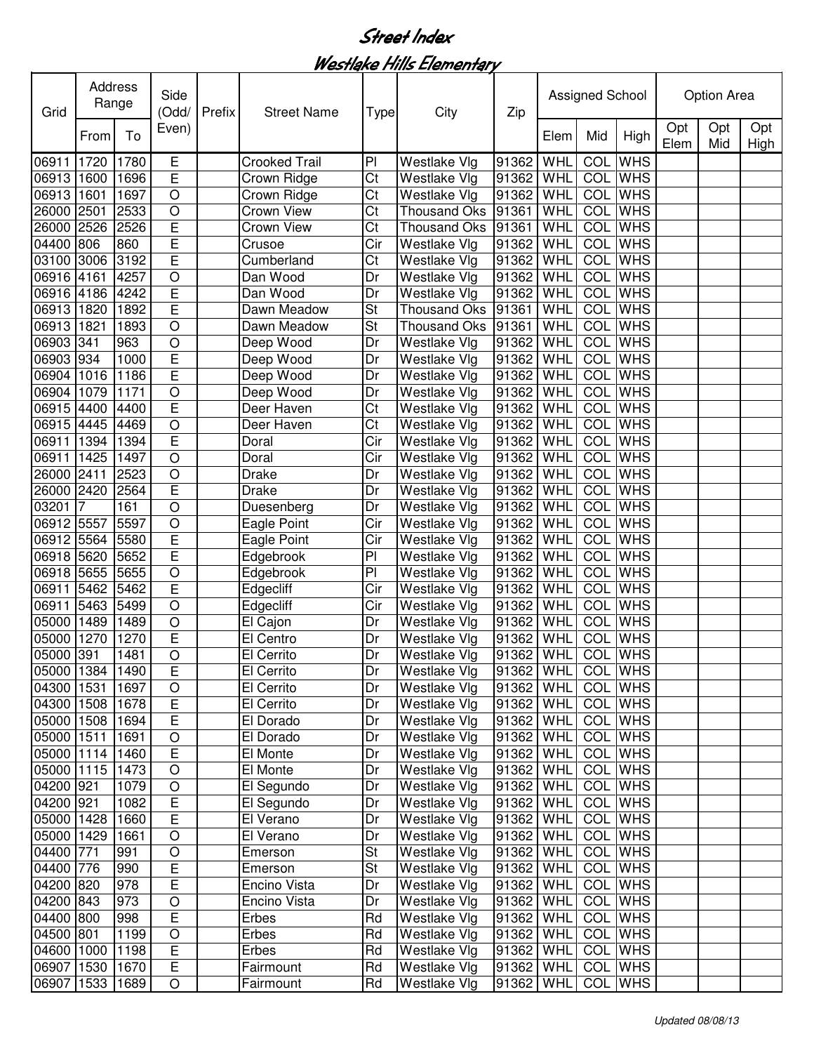# Street Index

## Westlake Hills Elementary

| Grid | Address Range | | Side (Odd/ Even) | Prefix | Street Name | Type | City | Zip | Assigned School | | | Option Area | | |
|---|---|---|---|---|---|---|---|---|---|---|---|---|---|---|
| | From | To | | | | | | | Elem | Mid | High | Opt Elem | Opt Mid | Opt High |
| 06911 | 1720 | 1780 | E | | Crooked Trail | Pl | Westlake Vlg | 91362 | WHL | COL | WHS | | | |
| 06913 | 1600 | 1696 | E | | Crown Ridge | Ct | Westlake Vlg | 91362 | WHL | COL | WHS | | | |
| 06913 | 1601 | 1697 | O | | Crown Ridge | Ct | Westlake Vlg | 91362 | WHL | COL | WHS | | | |
| 26000 | 2501 | 2533 | O | | Crown View | Ct | Thousand Oks | 91361 | WHL | COL | WHS | | | |
| 26000 | 2526 | 2526 | E | | Crown View | Ct | Thousand Oks | 91361 | WHL | COL | WHS | | | |
| 04400 | 806 | 860 | E | | Crusoe | Cir | Westlake Vlg | 91362 | WHL | COL | WHS | | | |
| 03100 | 3006 | 3192 | E | | Cumberland | Ct | Westlake Vlg | 91362 | WHL | COL | WHS | | | |
| 06916 | 4161 | 4257 | O | | Dan Wood | Dr | Westlake Vlg | 91362 | WHL | COL | WHS | | | |
| 06916 | 4186 | 4242 | E | | Dan Wood | Dr | Westlake Vlg | 91362 | WHL | COL | WHS | | | |
| 06913 | 1820 | 1892 | E | | Dawn Meadow | St | Thousand Oks | 91361 | WHL | COL | WHS | | | |
| 06913 | 1821 | 1893 | O | | Dawn Meadow | St | Thousand Oks | 91361 | WHL | COL | WHS | | | |
| 06903 | 341 | 963 | O | | Deep Wood | Dr | Westlake Vlg | 91362 | WHL | COL | WHS | | | |
| 06903 | 934 | 1000 | E | | Deep Wood | Dr | Westlake Vlg | 91362 | WHL | COL | WHS | | | |
| 06904 | 1016 | 1186 | E | | Deep Wood | Dr | Westlake Vlg | 91362 | WHL | COL | WHS | | | |
| 06904 | 1079 | 1171 | O | | Deep Wood | Dr | Westlake Vlg | 91362 | WHL | COL | WHS | | | |
| 06915 | 4400 | 4400 | E | | Deer Haven | Ct | Westlake Vlg | 91362 | WHL | COL | WHS | | | |
| 06915 | 4445 | 4469 | O | | Deer Haven | Ct | Westlake Vlg | 91362 | WHL | COL | WHS | | | |
| 06911 | 1394 | 1394 | E | | Doral | Cir | Westlake Vlg | 91362 | WHL | COL | WHS | | | |
| 06911 | 1425 | 1497 | O | | Doral | Cir | Westlake Vlg | 91362 | WHL | COL | WHS | | | |
| 26000 | 2411 | 2523 | O | | Drake | Dr | Westlake Vlg | 91362 | WHL | COL | WHS | | | |
| 26000 | 2420 | 2564 | E | | Drake | Dr | Westlake Vlg | 91362 | WHL | COL | WHS | | | |
| 03201 | 7 | 161 | O | | Duesenberg | Dr | Westlake Vlg | 91362 | WHL | COL | WHS | | | |
| 06912 | 5557 | 5597 | O | | Eagle Point | Cir | Westlake Vlg | 91362 | WHL | COL | WHS | | | |
| 06912 | 5564 | 5580 | E | | Eagle Point | Cir | Westlake Vlg | 91362 | WHL | COL | WHS | | | |
| 06918 | 5620 | 5652 | E | | Edgebrook | Pl | Westlake Vlg | 91362 | WHL | COL | WHS | | | |
| 06918 | 5655 | 5655 | O | | Edgebrook | Pl | Westlake Vlg | 91362 | WHL | COL | WHS | | | |
| 06911 | 5462 | 5462 | E | | Edgecliff | Cir | Westlake Vlg | 91362 | WHL | COL | WHS | | | |
| 06911 | 5463 | 5499 | O | | Edgecliff | Cir | Westlake Vlg | 91362 | WHL | COL | WHS | | | |
| 05000 | 1489 | 1489 | O | | El Cajon | Dr | Westlake Vlg | 91362 | WHL | COL | WHS | | | |
| 05000 | 1270 | 1270 | E | | El Centro | Dr | Westlake Vlg | 91362 | WHL | COL | WHS | | | |
| 05000 | 391 | 1481 | O | | El Cerrito | Dr | Westlake Vlg | 91362 | WHL | COL | WHS | | | |
| 05000 | 1384 | 1490 | E | | El Cerrito | Dr | Westlake Vlg | 91362 | WHL | COL | WHS | | | |
| 04300 | 1531 | 1697 | O | | El Cerrito | Dr | Westlake Vlg | 91362 | WHL | COL | WHS | | | |
| 04300 | 1508 | 1678 | E | | El Cerrito | Dr | Westlake Vlg | 91362 | WHL | COL | WHS | | | |
| 05000 | 1508 | 1694 | E | | El Dorado | Dr | Westlake Vlg | 91362 | WHL | COL | WHS | | | |
| 05000 | 1511 | 1691 | O | | El Dorado | Dr | Westlake Vlg | 91362 | WHL | COL | WHS | | | |
| 05000 | 1114 | 1460 | E | | El Monte | Dr | Westlake Vlg | 91362 | WHL | COL | WHS | | | |
| 05000 | 1115 | 1473 | O | | El Monte | Dr | Westlake Vlg | 91362 | WHL | COL | WHS | | | |
| 04200 | 921 | 1079 | O | | El Segundo | Dr | Westlake Vlg | 91362 | WHL | COL | WHS | | | |
| 04200 | 921 | 1082 | E | | El Segundo | Dr | Westlake Vlg | 91362 | WHL | COL | WHS | | | |
| 05000 | 1428 | 1660 | E | | El Verano | Dr | Westlake Vlg | 91362 | WHL | COL | WHS | | | |
| 05000 | 1429 | 1661 | O | | El Verano | Dr | Westlake Vlg | 91362 | WHL | COL | WHS | | | |
| 04400 | 771 | 991 | O | | Emerson | St | Westlake Vlg | 91362 | WHL | COL | WHS | | | |
| 04400 | 776 | 990 | E | | Emerson | St | Westlake Vlg | 91362 | WHL | COL | WHS | | | |
| 04200 | 820 | 978 | E | | Encino Vista | Dr | Westlake Vlg | 91362 | WHL | COL | WHS | | | |
| 04200 | 843 | 973 | O | | Encino Vista | Dr | Westlake Vlg | 91362 | WHL | COL | WHS | | | |
| 04400 | 800 | 998 | E | | Erbes | Rd | Westlake Vlg | 91362 | WHL | COL | WHS | | | |
| 04500 | 801 | 1199 | O | | Erbes | Rd | Westlake Vlg | 91362 | WHL | COL | WHS | | | |
| 04600 | 1000 | 1198 | E | | Erbes | Rd | Westlake Vlg | 91362 | WHL | COL | WHS | | | |
| 06907 | 1530 | 1670 | E | | Fairmount | Rd | Westlake Vlg | 91362 | WHL | COL | WHS | | | |
| 06907 | 1533 | 1689 | O | | Fairmount | Rd | Westlake Vlg | 91362 | WHL | COL | WHS | | | |

*Updated 08/08/13*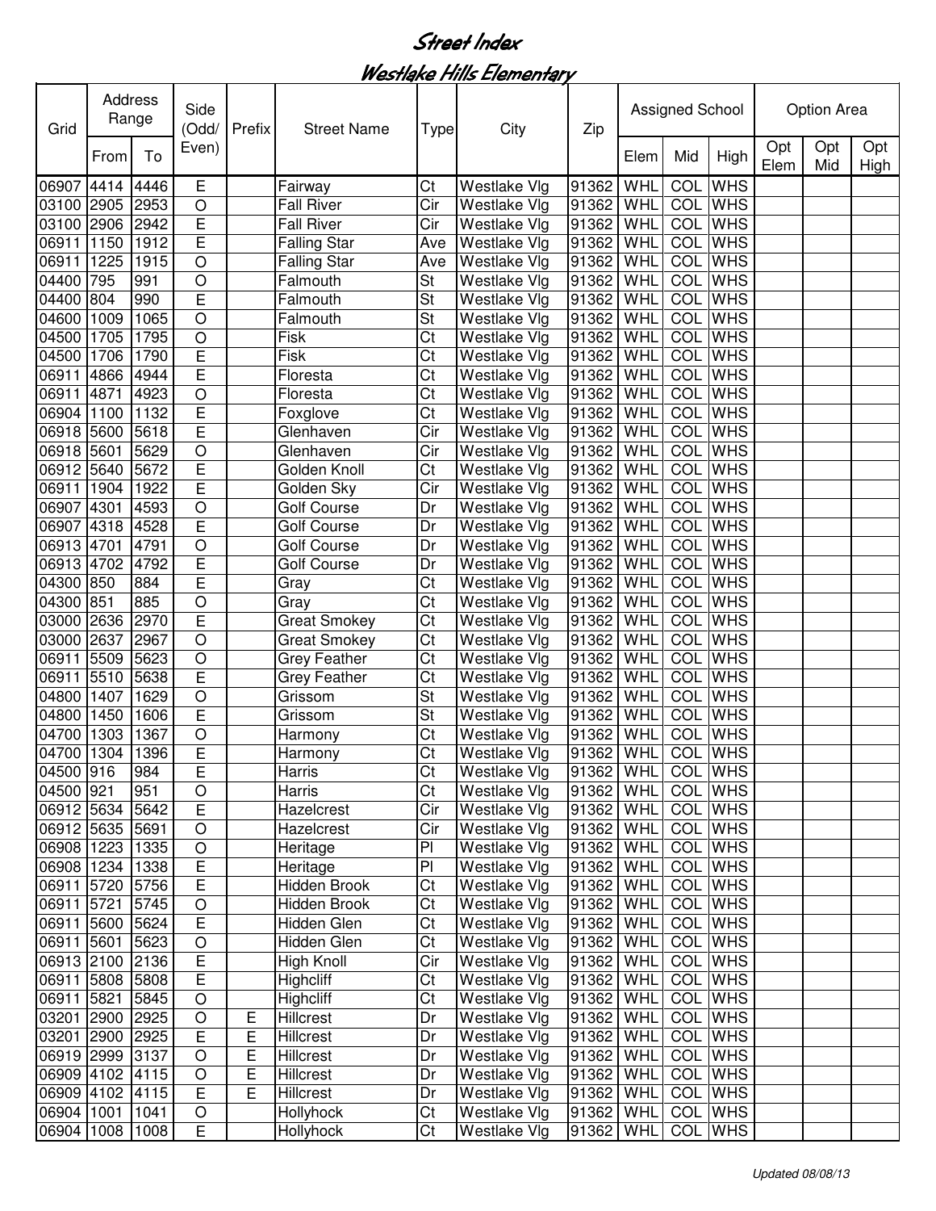# Street Index

## Westlake Hills Elementary

| Grid | Address Range | | Side (Odd/ Even) | Prefix | Street Name | Type | City | Zip | Assigned School | | | Option Area | | |
|---|---|---|---|---|---|---|---|---|---|---|---|---|---|---|
| | From | To | | | | | | | Elem | Mid | High | Opt Elem | Opt Mid | Opt High |
| 06907 | 4414 | 4446 | E | | Fairway | Ct | Westlake Vlg | 91362 | WHL | COL | WHS | | | |
| 03100 | 2905 | 2953 | O | | Fall River | Cir | Westlake Vlg | 91362 | WHL | COL | WHS | | | |
| 03100 | 2906 | 2942 | E | | Fall River | Cir | Westlake Vlg | 91362 | WHL | COL | WHS | | | |
| 06911 | 1150 | 1912 | E | | Falling Star | Ave | Westlake Vlg | 91362 | WHL | COL | WHS | | | |
| 06911 | 1225 | 1915 | O | | Falling Star | Ave | Westlake Vlg | 91362 | WHL | COL | WHS | | | |
| 04400 | 795 | 991 | O | | Falmouth | St | Westlake Vlg | 91362 | WHL | COL | WHS | | | |
| 04400 | 804 | 990 | E | | Falmouth | St | Westlake Vlg | 91362 | WHL | COL | WHS | | | |
| 04600 | 1009 | 1065 | O | | Falmouth | St | Westlake Vlg | 91362 | WHL | COL | WHS | | | |
| 04500 | 1705 | 1795 | O | | Fisk | Ct | Westlake Vlg | 91362 | WHL | COL | WHS | | | |
| 04500 | 1706 | 1790 | E | | Fisk | Ct | Westlake Vlg | 91362 | WHL | COL | WHS | | | |
| 06911 | 4866 | 4944 | E | | Floresta | Ct | Westlake Vlg | 91362 | WHL | COL | WHS | | | |
| 06911 | 4871 | 4923 | O | | Floresta | Ct | Westlake Vlg | 91362 | WHL | COL | WHS | | | |
| 06904 | 1100 | 1132 | E | | Foxglove | Ct | Westlake Vlg | 91362 | WHL | COL | WHS | | | |
| 06918 | 5600 | 5618 | E | | Glenhaven | Cir | Westlake Vlg | 91362 | WHL | COL | WHS | | | |
| 06918 | 5601 | 5629 | O | | Glenhaven | Cir | Westlake Vlg | 91362 | WHL | COL | WHS | | | |
| 06912 | 5640 | 5672 | E | | Golden Knoll | Ct | Westlake Vlg | 91362 | WHL | COL | WHS | | | |
| 06911 | 1904 | 1922 | E | | Golden Sky | Cir | Westlake Vlg | 91362 | WHL | COL | WHS | | | |
| 06907 | 4301 | 4593 | O | | Golf Course | Dr | Westlake Vlg | 91362 | WHL | COL | WHS | | | |
| 06907 | 4318 | 4528 | E | | Golf Course | Dr | Westlake Vlg | 91362 | WHL | COL | WHS | | | |
| 06913 | 4701 | 4791 | O | | Golf Course | Dr | Westlake Vlg | 91362 | WHL | COL | WHS | | | |
| 06913 | 4702 | 4792 | E | | Golf Course | Dr | Westlake Vlg | 91362 | WHL | COL | WHS | | | |
| 04300 | 850 | 884 | E | | Gray | Ct | Westlake Vlg | 91362 | WHL | COL | WHS | | | |
| 04300 | 851 | 885 | O | | Gray | Ct | Westlake Vlg | 91362 | WHL | COL | WHS | | | |
| 03000 | 2636 | 2970 | E | | Great Smokey | Ct | Westlake Vlg | 91362 | WHL | COL | WHS | | | |
| 03000 | 2637 | 2967 | O | | Great Smokey | Ct | Westlake Vlg | 91362 | WHL | COL | WHS | | | |
| 06911 | 5509 | 5623 | O | | Grey Feather | Ct | Westlake Vlg | 91362 | WHL | COL | WHS | | | |
| 06911 | 5510 | 5638 | E | | Grey Feather | Ct | Westlake Vlg | 91362 | WHL | COL | WHS | | | |
| 04800 | 1407 | 1629 | O | | Grissom | St | Westlake Vlg | 91362 | WHL | COL | WHS | | | |
| 04800 | 1450 | 1606 | E | | Grissom | St | Westlake Vlg | 91362 | WHL | COL | WHS | | | |
| 04700 | 1303 | 1367 | O | | Harmony | Ct | Westlake Vlg | 91362 | WHL | COL | WHS | | | |
| 04700 | 1304 | 1396 | E | | Harmony | Ct | Westlake Vlg | 91362 | WHL | COL | WHS | | | |
| 04500 | 916 | 984 | E | | Harris | Ct | Westlake Vlg | 91362 | WHL | COL | WHS | | | |
| 04500 | 921 | 951 | O | | Harris | Ct | Westlake Vlg | 91362 | WHL | COL | WHS | | | |
| 06912 | 5634 | 5642 | E | | Hazelcrest | Cir | Westlake Vlg | 91362 | WHL | COL | WHS | | | |
| 06912 | 5635 | 5691 | O | | Hazelcrest | Cir | Westlake Vlg | 91362 | WHL | COL | WHS | | | |
| 06908 | 1223 | 1335 | O | | Heritage | Pl | Westlake Vlg | 91362 | WHL | COL | WHS | | | |
| 06908 | 1234 | 1338 | E | | Heritage | Pl | Westlake Vlg | 91362 | WHL | COL | WHS | | | |
| 06911 | 5720 | 5756 | E | | Hidden Brook | Ct | Westlake Vlg | 91362 | WHL | COL | WHS | | | |
| 06911 | 5721 | 5745 | O | | Hidden Brook | Ct | Westlake Vlg | 91362 | WHL | COL | WHS | | | |
| 06911 | 5600 | 5624 | E | | Hidden Glen | Ct | Westlake Vlg | 91362 | WHL | COL | WHS | | | |
| 06911 | 5601 | 5623 | O | | Hidden Glen | Ct | Westlake Vlg | 91362 | WHL | COL | WHS | | | |
| 06913 | 2100 | 2136 | E | | High Knoll | Cir | Westlake Vlg | 91362 | WHL | COL | WHS | | | |
| 06911 | 5808 | 5808 | E | | Highcliff | Ct | Westlake Vlg | 91362 | WHL | COL | WHS | | | |
| 06911 | 5821 | 5845 | O | | Highcliff | Ct | Westlake Vlg | 91362 | WHL | COL | WHS | | | |
| 03201 | 2900 | 2925 | O | E | Hillcrest | Dr | Westlake Vlg | 91362 | WHL | COL | WHS | | | |
| 03201 | 2900 | 2925 | E | E | Hillcrest | Dr | Westlake Vlg | 91362 | WHL | COL | WHS | | | |
| 06919 | 2999 | 3137 | O | E | Hillcrest | Dr | Westlake Vlg | 91362 | WHL | COL | WHS | | | |
| 06909 | 4102 | 4115 | O | E | Hillcrest | Dr | Westlake Vlg | 91362 | WHL | COL | WHS | | | |
| 06909 | 4102 | 4115 | E | E | Hillcrest | Dr | Westlake Vlg | 91362 | WHL | COL | WHS | | | |
| 06904 | 1001 | 1041 | O | | Hollyhock | Ct | Westlake Vlg | 91362 | WHL | COL | WHS | | | |
| 06904 | 1008 | 1008 | E | | Hollyhock | Ct | Westlake Vlg | 91362 | WHL | COL | WHS | | | |

*Updated 08/08/13*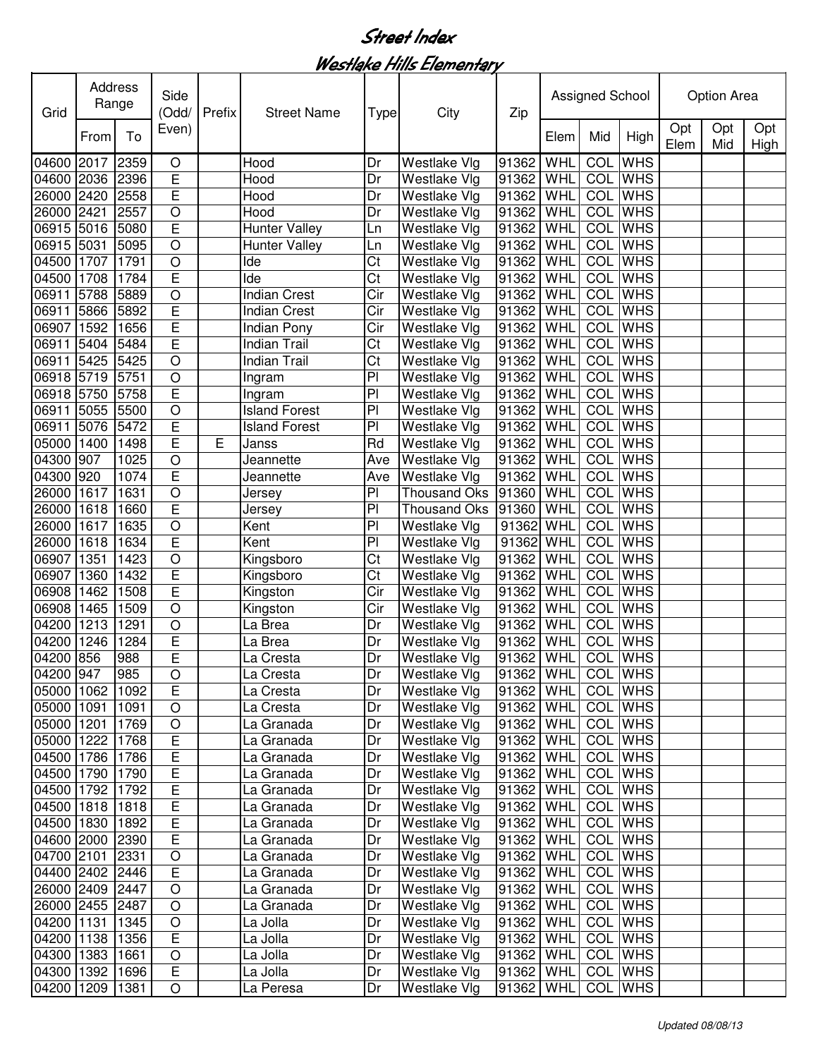# Street Index

## Westlake Hills Elementary

| Grid | Address Range | | Side (Odd/ Even) | Prefix | Street Name | Type | City | Zip | Assigned School | | | Option Area | | |
|---|---|---|---|---|---|---|---|---|---|---|---|---|---|---|
| | From | To | | | | | | | Elem | Mid | High | Opt Elem | Opt Mid | Opt High |
| 04600 | 2017 | 2359 | O | | Hood | Dr | Westlake Vlg | 91362 | WHL | COL | WHS | | | |
| 04600 | 2036 | 2396 | E | | Hood | Dr | Westlake Vlg | 91362 | WHL | COL | WHS | | | |
| 26000 | 2420 | 2558 | E | | Hood | Dr | Westlake Vlg | 91362 | WHL | COL | WHS | | | |
| 26000 | 2421 | 2557 | O | | Hood | Dr | Westlake Vlg | 91362 | WHL | COL | WHS | | | |
| 06915 | 5016 | 5080 | E | | Hunter Valley | Ln | Westlake Vlg | 91362 | WHL | COL | WHS | | | |
| 06915 | 5031 | 5095 | O | | Hunter Valley | Ln | Westlake Vlg | 91362 | WHL | COL | WHS | | | |
| 04500 | 1707 | 1791 | O | | Ide | Ct | Westlake Vlg | 91362 | WHL | COL | WHS | | | |
| 04500 | 1708 | 1784 | E | | Ide | Ct | Westlake Vlg | 91362 | WHL | COL | WHS | | | |
| 06911 | 5788 | 5889 | O | | Indian Crest | Cir | Westlake Vlg | 91362 | WHL | COL | WHS | | | |
| 06911 | 5866 | 5892 | E | | Indian Crest | Cir | Westlake Vlg | 91362 | WHL | COL | WHS | | | |
| 06907 | 1592 | 1656 | E | | Indian Pony | Cir | Westlake Vlg | 91362 | WHL | COL | WHS | | | |
| 06911 | 5404 | 5484 | E | | Indian Trail | Ct | Westlake Vlg | 91362 | WHL | COL | WHS | | | |
| 06911 | 5425 | 5425 | O | | Indian Trail | Ct | Westlake Vlg | 91362 | WHL | COL | WHS | | | |
| 06918 | 5719 | 5751 | O | | Ingram | Pl | Westlake Vlg | 91362 | WHL | COL | WHS | | | |
| 06918 | 5750 | 5758 | E | | Ingram | Pl | Westlake Vlg | 91362 | WHL | COL | WHS | | | |
| 06911 | 5055 | 5500 | O | | Island Forest | Pl | Westlake Vlg | 91362 | WHL | COL | WHS | | | |
| 06911 | 5076 | 5472 | E | | Island Forest | Pl | Westlake Vlg | 91362 | WHL | COL | WHS | | | |
| 05000 | 1400 | 1498 | E | E | Janss | Rd | Westlake Vlg | 91362 | WHL | COL | WHS | | | |
| 04300 | 907 | 1025 | O | | Jeannette | Ave | Westlake Vlg | 91362 | WHL | COL | WHS | | | |
| 04300 | 920 | 1074 | E | | Jeannette | Ave | Westlake Vlg | 91362 | WHL | COL | WHS | | | |
| 26000 | 1617 | 1631 | O | | Jersey | Pl | Thousand Oks | 91360 | WHL | COL | WHS | | | |
| 26000 | 1618 | 1660 | E | | Jersey | Pl | Thousand Oks | 91360 | WHL | COL | WHS | | | |
| 26000 | 1617 | 1635 | O | | Kent | Pl | Westlake Vlg | 91362 | WHL | COL | WHS | | | |
| 26000 | 1618 | 1634 | E | | Kent | Pl | Westlake Vlg | 91362 | WHL | COL | WHS | | | |
| 06907 | 1351 | 1423 | O | | Kingsboro | Ct | Westlake Vlg | 91362 | WHL | COL | WHS | | | |
| 06907 | 1360 | 1432 | E | | Kingsboro | Ct | Westlake Vlg | 91362 | WHL | COL | WHS | | | |
| 06908 | 1462 | 1508 | E | | Kingston | Cir | Westlake Vlg | 91362 | WHL | COL | WHS | | | |
| 06908 | 1465 | 1509 | O | | Kingston | Cir | Westlake Vlg | 91362 | WHL | COL | WHS | | | |
| 04200 | 1213 | 1291 | O | | La Brea | Dr | Westlake Vlg | 91362 | WHL | COL | WHS | | | |
| 04200 | 1246 | 1284 | E | | La Brea | Dr | Westlake Vlg | 91362 | WHL | COL | WHS | | | |
| 04200 | 856 | 988 | E | | La Cresta | Dr | Westlake Vlg | 91362 | WHL | COL | WHS | | | |
| 04200 | 947 | 985 | O | | La Cresta | Dr | Westlake Vlg | 91362 | WHL | COL | WHS | | | |
| 05000 | 1062 | 1092 | E | | La Cresta | Dr | Westlake Vlg | 91362 | WHL | COL | WHS | | | |
| 05000 | 1091 | 1091 | O | | La Cresta | Dr | Westlake Vlg | 91362 | WHL | COL | WHS | | | |
| 05000 | 1201 | 1769 | O | | La Granada | Dr | Westlake Vlg | 91362 | WHL | COL | WHS | | | |
| 05000 | 1222 | 1768 | E | | La Granada | Dr | Westlake Vlg | 91362 | WHL | COL | WHS | | | |
| 04500 | 1786 | 1786 | E | | La Granada | Dr | Westlake Vlg | 91362 | WHL | COL | WHS | | | |
| 04500 | 1790 | 1790 | E | | La Granada | Dr | Westlake Vlg | 91362 | WHL | COL | WHS | | | |
| 04500 | 1792 | 1792 | E | | La Granada | Dr | Westlake Vlg | 91362 | WHL | COL | WHS | | | |
| 04500 | 1818 | 1818 | E | | La Granada | Dr | Westlake Vlg | 91362 | WHL | COL | WHS | | | |
| 04500 | 1830 | 1892 | E | | La Granada | Dr | Westlake Vlg | 91362 | WHL | COL | WHS | | | |
| 04600 | 2000 | 2390 | E | | La Granada | Dr | Westlake Vlg | 91362 | WHL | COL | WHS | | | |
| 04700 | 2101 | 2331 | O | | La Granada | Dr | Westlake Vlg | 91362 | WHL | COL | WHS | | | |
| 04400 | 2402 | 2446 | E | | La Granada | Dr | Westlake Vlg | 91362 | WHL | COL | WHS | | | |
| 26000 | 2409 | 2447 | O | | La Granada | Dr | Westlake Vlg | 91362 | WHL | COL | WHS | | | |
| 26000 | 2455 | 2487 | O | | La Granada | Dr | Westlake Vlg | 91362 | WHL | COL | WHS | | | |
| 04200 | 1131 | 1345 | O | | La Jolla | Dr | Westlake Vlg | 91362 | WHL | COL | WHS | | | |
| 04200 | 1138 | 1356 | E | | La Jolla | Dr | Westlake Vlg | 91362 | WHL | COL | WHS | | | |
| 04300 | 1383 | 1661 | O | | La Jolla | Dr | Westlake Vlg | 91362 | WHL | COL | WHS | | | |
| 04300 | 1392 | 1696 | E | | La Jolla | Dr | Westlake Vlg | 91362 | WHL | COL | WHS | | | |
| 04200 | 1209 | 1381 | O | | La Peresa | Dr | Westlake Vlg | 91362 | WHL | COL | WHS | | | |

*Updated 08/08/13*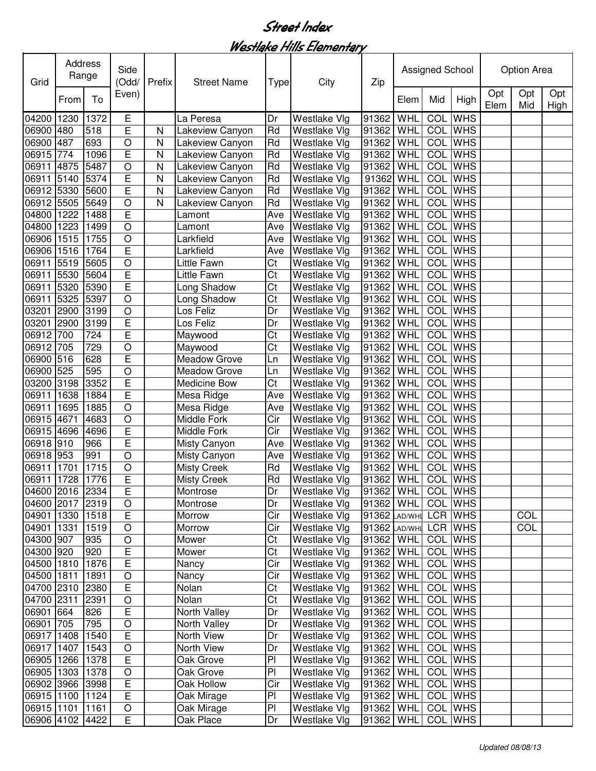# Street Index

## Westlake Hills Elementary

| Grid | Address Range | | Side (Odd/ Even) | Prefix | Street Name | Type | City | Zip | Assigned School | | | Option Area | | |
|---|---|---|---|---|---|---|---|---|---|---|---|---|---|---|
| | From | To | | | | | | | Elem | Mid | High | Opt Elem | Opt Mid | Opt High |
| 04200 | 1230 | 1372 | E | | La Peresa | Dr | Westlake Vlg | 91362 | WHL | COL | WHS | | | |
| 06900 | 480 | 518 | E | N | Lakeview Canyon | Rd | Westlake Vlg | 91362 | WHL | COL | WHS | | | |
| 06900 | 487 | 693 | O | N | Lakeview Canyon | Rd | Westlake Vlg | 91362 | WHL | COL | WHS | | | |
| 06915 | 774 | 1096 | E | N | Lakeview Canyon | Rd | Westlake Vlg | 91362 | WHL | COL | WHS | | | |
| 06911 | 4875 | 5487 | O | N | Lakeview Canyon | Rd | Westlake Vlg | 91362 | WHL | COL | WHS | | | |
| 06911 | 5140 | 5374 | E | N | Lakeview Canyon | Rd | Westlake Vlg | 91362 | WHL | COL | WHS | | | |
| 06912 | 5330 | 5600 | E | N | Lakeview Canyon | Rd | Westlake Vlg | 91362 | WHL | COL | WHS | | | |
| 06912 | 5505 | 5649 | O | N | Lakeview Canyon | Rd | Westlake Vlg | 91362 | WHL | COL | WHS | | | |
| 04800 | 1222 | 1488 | E | | Lamont | Ave | Westlake Vlg | 91362 | WHL | COL | WHS | | | |
| 04800 | 1223 | 1499 | O | | Lamont | Ave | Westlake Vlg | 91362 | WHL | COL | WHS | | | |
| 06906 | 1515 | 1755 | O | | Larkfield | Ave | Westlake Vlg | 91362 | WHL | COL | WHS | | | |
| 06906 | 1516 | 1764 | E | | Larkfield | Ave | Westlake Vlg | 91362 | WHL | COL | WHS | | | |
| 06911 | 5519 | 5605 | O | | Little Fawn | Ct | Westlake Vlg | 91362 | WHL | COL | WHS | | | |
| 06911 | 5530 | 5604 | E | | Little Fawn | Ct | Westlake Vlg | 91362 | WHL | COL | WHS | | | |
| 06911 | 5320 | 5390 | E | | Long Shadow | Ct | Westlake Vlg | 91362 | WHL | COL | WHS | | | |
| 06911 | 5325 | 5397 | O | | Long Shadow | Ct | Westlake Vlg | 91362 | WHL | COL | WHS | | | |
| 03201 | 2900 | 3199 | O | | Los Feliz | Dr | Westlake Vlg | 91362 | WHL | COL | WHS | | | |
| 03201 | 2900 | 3199 | E | | Los Feliz | Dr | Westlake Vlg | 91362 | WHL | COL | WHS | | | |
| 06912 | 700 | 724 | E | | Maywood | Ct | Westlake Vlg | 91362 | WHL | COL | WHS | | | |
| 06912 | 705 | 729 | O | | Maywood | Ct | Westlake Vlg | 91362 | WHL | COL | WHS | | | |
| 06900 | 516 | 628 | E | | Meadow Grove | Ln | Westlake Vlg | 91362 | WHL | COL | WHS | | | |
| 06900 | 525 | 595 | O | | Meadow Grove | Ln | Westlake Vlg | 91362 | WHL | COL | WHS | | | |
| 03200 | 3198 | 3352 | E | | Medicine Bow | Ct | Westlake Vlg | 91362 | WHL | COL | WHS | | | |
| 06911 | 1638 | 1884 | E | | Mesa Ridge | Ave | Westlake Vlg | 91362 | WHL | COL | WHS | | | |
| 06911 | 1695 | 1885 | O | | Mesa Ridge | Ave | Westlake Vlg | 91362 | WHL | COL | WHS | | | |
| 06915 | 4671 | 4683 | O | | Middle Fork | Cir | Westlake Vlg | 91362 | WHL | COL | WHS | | | |
| 06915 | 4696 | 4696 | E | | Middle Fork | Cir | Westlake Vlg | 91362 | WHL | COL | WHS | | | |
| 06918 | 910 | 966 | E | | Misty Canyon | Ave | Westlake Vlg | 91362 | WHL | COL | WHS | | | |
| 06918 | 953 | 991 | O | | Misty Canyon | Ave | Westlake Vlg | 91362 | WHL | COL | WHS | | | |
| 06911 | 1701 | 1715 | O | | Misty Creek | Rd | Westlake Vlg | 91362 | WHL | COL | WHS | | | |
| 06911 | 1728 | 1776 | E | | Misty Creek | Rd | Westlake Vlg | 91362 | WHL | COL | WHS | | | |
| 04600 | 2016 | 2334 | E | | Montrose | Dr | Westlake Vlg | 91362 | WHL | COL | WHS | | | |
| 04600 | 2017 | 2319 | O | | Montrose | Dr | Westlake Vlg | 91362 | WHL | COL | WHS | | | |
| 04901 | 1330 | 1518 | E | | Morrow | Cir | Westlake Vlg | 91362 | AD/WHL | LCR | WHS | | COL | |
| 04901 | 1331 | 1519 | O | | Morrow | Cir | Westlake Vlg | 91362 | AD/WHL | LCR | WHS | | COL | |
| 04300 | 907 | 935 | O | | Mower | Ct | Westlake Vlg | 91362 | WHL | COL | WHS | | | |
| 04300 | 920 | 920 | E | | Mower | Ct | Westlake Vlg | 91362 | WHL | COL | WHS | | | |
| 04500 | 1810 | 1876 | E | | Nancy | Cir | Westlake Vlg | 91362 | WHL | COL | WHS | | | |
| 04500 | 1811 | 1891 | O | | Nancy | Cir | Westlake Vlg | 91362 | WHL | COL | WHS | | | |
| 04700 | 2310 | 2380 | E | | Nolan | Ct | Westlake Vlg | 91362 | WHL | COL | WHS | | | |
| 04700 | 2311 | 2391 | O | | Nolan | Ct | Westlake Vlg | 91362 | WHL | COL | WHS | | | |
| 06901 | 664 | 826 | E | | North Valley | Dr | Westlake Vlg | 91362 | WHL | COL | WHS | | | |
| 06901 | 705 | 795 | O | | North Valley | Dr | Westlake Vlg | 91362 | WHL | COL | WHS | | | |
| 06917 | 1408 | 1540 | E | | North View | Dr | Westlake Vlg | 91362 | WHL | COL | WHS | | | |
| 06917 | 1407 | 1543 | O | | North View | Dr | Westlake Vlg | 91362 | WHL | COL | WHS | | | |
| 06905 | 1266 | 1378 | E | | Oak Grove | Pl | Westlake Vlg | 91362 | WHL | COL | WHS | | | |
| 06905 | 1303 | 1378 | O | | Oak Grove | Pl | Westlake Vlg | 91362 | WHL | COL | WHS | | | |
| 06902 | 3966 | 3998 | E | | Oak Hollow | Cir | Westlake Vlg | 91362 | WHL | COL | WHS | | | |
| 06915 | 1100 | 1124 | E | | Oak Mirage | Pl | Westlake Vlg | 91362 | WHL | COL | WHS | | | |
| 06915 | 1101 | 1161 | O | | Oak Mirage | Pl | Westlake Vlg | 91362 | WHL | COL | WHS | | | |
| 06906 | 4102 | 4422 | E | | Oak Place | Dr | Westlake Vlg | 91362 | WHL | COL | WHS | | | |

*Updated 08/08/13*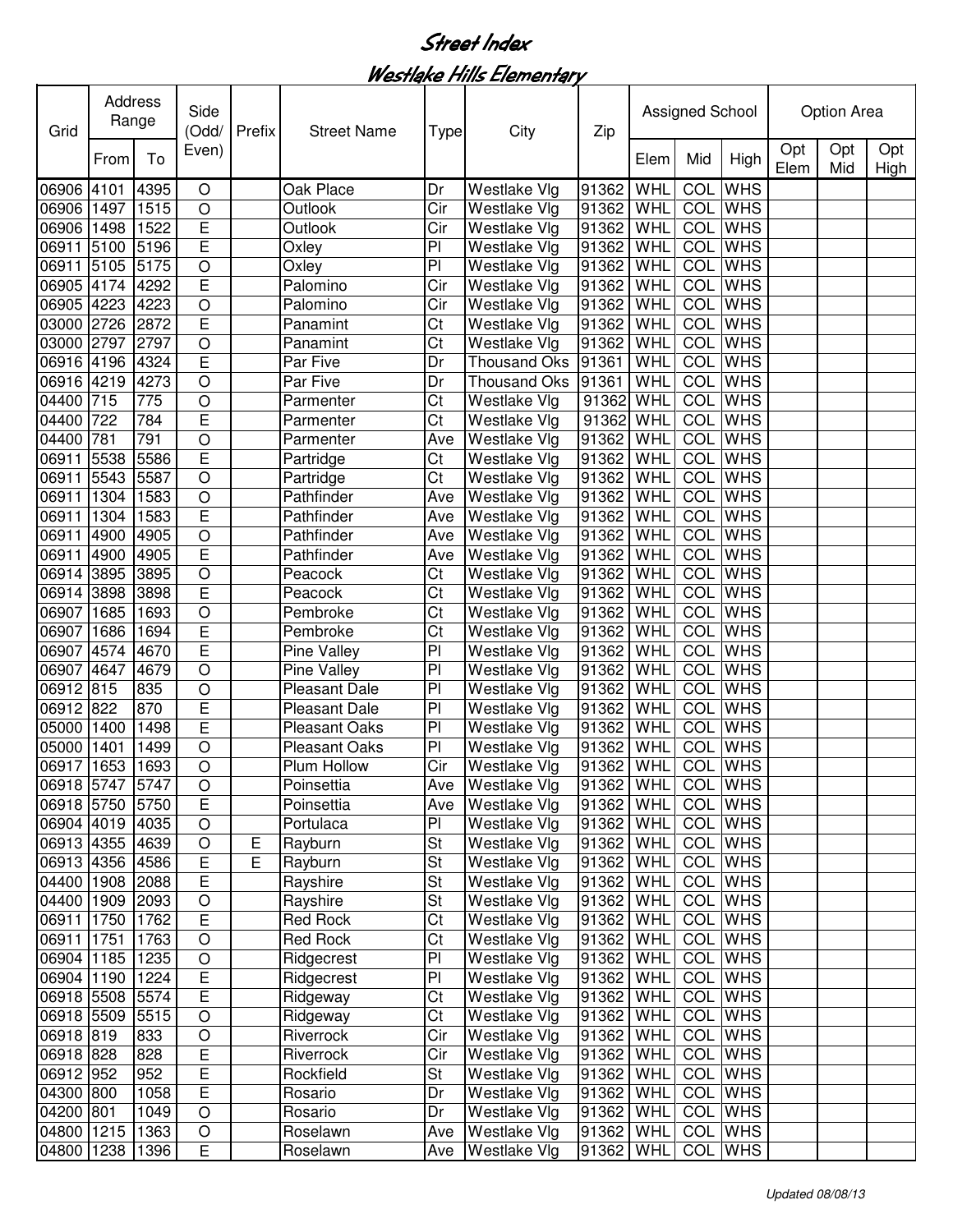# Street Index

## Westlake Hills Elementary

| Grid | Address Range | | Side (Odd/ Even) | Prefix | Street Name | Type | City | Zip | Assigned School | | | Option Area | | |
|---|---|---|---|---|---|---|---|---|---|---|---|---|---|---|
| | From | To | | | | | | | Elem | Mid | High | Opt Elem | Opt Mid | Opt High |
| 06906 | 4101 | 4395 | O | | Oak Place | Dr | Westlake Vlg | 91362 | WHL | COL | WHS | | | |
| 06906 | 1497 | 1515 | O | | Outlook | Cir | Westlake Vlg | 91362 | WHL | COL | WHS | | | |
| 06906 | 1498 | 1522 | E | | Outlook | Cir | Westlake Vlg | 91362 | WHL | COL | WHS | | | |
| 06911 | 5100 | 5196 | E | | Oxley | Pl | Westlake Vlg | 91362 | WHL | COL | WHS | | | |
| 06911 | 5105 | 5175 | O | | Oxley | Pl | Westlake Vlg | 91362 | WHL | COL | WHS | | | |
| 06905 | 4174 | 4292 | E | | Palomino | Cir | Westlake Vlg | 91362 | WHL | COL | WHS | | | |
| 06905 | 4223 | 4223 | O | | Palomino | Cir | Westlake Vlg | 91362 | WHL | COL | WHS | | | |
| 03000 | 2726 | 2872 | E | | Panamint | Ct | Westlake Vlg | 91362 | WHL | COL | WHS | | | |
| 03000 | 2797 | 2797 | O | | Panamint | Ct | Westlake Vlg | 91362 | WHL | COL | WHS | | | |
| 06916 | 4196 | 4324 | E | | Par Five | Dr | Thousand Oks | 91361 | WHL | COL | WHS | | | |
| 06916 | 4219 | 4273 | O | | Par Five | Dr | Thousand Oks | 91361 | WHL | COL | WHS | | | |
| 04400 | 715 | 775 | O | | Parmenter | Ct | Westlake Vlg | 91362 | WHL | COL | WHS | | | |
| 04400 | 722 | 784 | E | | Parmenter | Ct | Westlake Vlg | 91362 | WHL | COL | WHS | | | |
| 04400 | 781 | 791 | O | | Parmenter | Ave | Westlake Vlg | 91362 | WHL | COL | WHS | | | |
| 06911 | 5538 | 5586 | E | | Partridge | Ct | Westlake Vlg | 91362 | WHL | COL | WHS | | | |
| 06911 | 5543 | 5587 | O | | Partridge | Ct | Westlake Vlg | 91362 | WHL | COL | WHS | | | |
| 06911 | 1304 | 1583 | O | | Pathfinder | Ave | Westlake Vlg | 91362 | WHL | COL | WHS | | | |
| 06911 | 1304 | 1583 | E | | Pathfinder | Ave | Westlake Vlg | 91362 | WHL | COL | WHS | | | |
| 06911 | 4900 | 4905 | O | | Pathfinder | Ave | Westlake Vlg | 91362 | WHL | COL | WHS | | | |
| 06911 | 4900 | 4905 | E | | Pathfinder | Ave | Westlake Vlg | 91362 | WHL | COL | WHS | | | |
| 06914 | 3895 | 3895 | O | | Peacock | Ct | Westlake Vlg | 91362 | WHL | COL | WHS | | | |
| 06914 | 3898 | 3898 | E | | Peacock | Ct | Westlake Vlg | 91362 | WHL | COL | WHS | | | |
| 06907 | 1685 | 1693 | O | | Pembroke | Ct | Westlake Vlg | 91362 | WHL | COL | WHS | | | |
| 06907 | 1686 | 1694 | E | | Pembroke | Ct | Westlake Vlg | 91362 | WHL | COL | WHS | | | |
| 06907 | 4574 | 4670 | E | | Pine Valley | Pl | Westlake Vlg | 91362 | WHL | COL | WHS | | | |
| 06907 | 4647 | 4679 | O | | Pine Valley | Pl | Westlake Vlg | 91362 | WHL | COL | WHS | | | |
| 06912 | 815 | 835 | O | | Pleasant Dale | Pl | Westlake Vlg | 91362 | WHL | COL | WHS | | | |
| 06912 | 822 | 870 | E | | Pleasant Dale | Pl | Westlake Vlg | 91362 | WHL | COL | WHS | | | |
| 05000 | 1400 | 1498 | E | | Pleasant Oaks | Pl | Westlake Vlg | 91362 | WHL | COL | WHS | | | |
| 05000 | 1401 | 1499 | O | | Pleasant Oaks | Pl | Westlake Vlg | 91362 | WHL | COL | WHS | | | |
| 06917 | 1653 | 1693 | O | | Plum Hollow | Cir | Westlake Vlg | 91362 | WHL | COL | WHS | | | |
| 06918 | 5747 | 5747 | O | | Poinsettia | Ave | Westlake Vlg | 91362 | WHL | COL | WHS | | | |
| 06918 | 5750 | 5750 | E | | Poinsettia | Ave | Westlake Vlg | 91362 | WHL | COL | WHS | | | |
| 06904 | 4019 | 4035 | O | | Portulaca | Pl | Westlake Vlg | 91362 | WHL | COL | WHS | | | |
| 06913 | 4355 | 4639 | O | E | Rayburn | St | Westlake Vlg | 91362 | WHL | COL | WHS | | | |
| 06913 | 4356 | 4586 | E | E | Rayburn | St | Westlake Vlg | 91362 | WHL | COL | WHS | | | |
| 04400 | 1908 | 2088 | E | | Rayshire | St | Westlake Vlg | 91362 | WHL | COL | WHS | | | |
| 04400 | 1909 | 2093 | O | | Rayshire | St | Westlake Vlg | 91362 | WHL | COL | WHS | | | |
| 06911 | 1750 | 1762 | E | | Red Rock | Ct | Westlake Vlg | 91362 | WHL | COL | WHS | | | |
| 06911 | 1751 | 1763 | O | | Red Rock | Ct | Westlake Vlg | 91362 | WHL | COL | WHS | | | |
| 06904 | 1185 | 1235 | O | | Ridgecrest | Pl | Westlake Vlg | 91362 | WHL | COL | WHS | | | |
| 06904 | 1190 | 1224 | E | | Ridgecrest | Pl | Westlake Vlg | 91362 | WHL | COL | WHS | | | |
| 06918 | 5508 | 5574 | E | | Ridgeway | Ct | Westlake Vlg | 91362 | WHL | COL | WHS | | | |
| 06918 | 5509 | 5515 | O | | Ridgeway | Ct | Westlake Vlg | 91362 | WHL | COL | WHS | | | |
| 06918 | 819 | 833 | O | | Riverrock | Cir | Westlake Vlg | 91362 | WHL | COL | WHS | | | |
| 06918 | 828 | 828 | E | | Riverrock | Cir | Westlake Vlg | 91362 | WHL | COL | WHS | | | |
| 06912 | 952 | 952 | E | | Rockfield | St | Westlake Vlg | 91362 | WHL | COL | WHS | | | |
| 04300 | 800 | 1058 | E | | Rosario | Dr | Westlake Vlg | 91362 | WHL | COL | WHS | | | |
| 04200 | 801 | 1049 | O | | Rosario | Dr | Westlake Vlg | 91362 | WHL | COL | WHS | | | |
| 04800 | 1215 | 1363 | O | | Roselawn | Ave | Westlake Vlg | 91362 | WHL | COL | WHS | | | |
| 04800 | 1238 | 1396 | E | | Roselawn | Ave | Westlake Vlg | 91362 | WHL | COL | WHS | | | |

*Updated 08/08/13*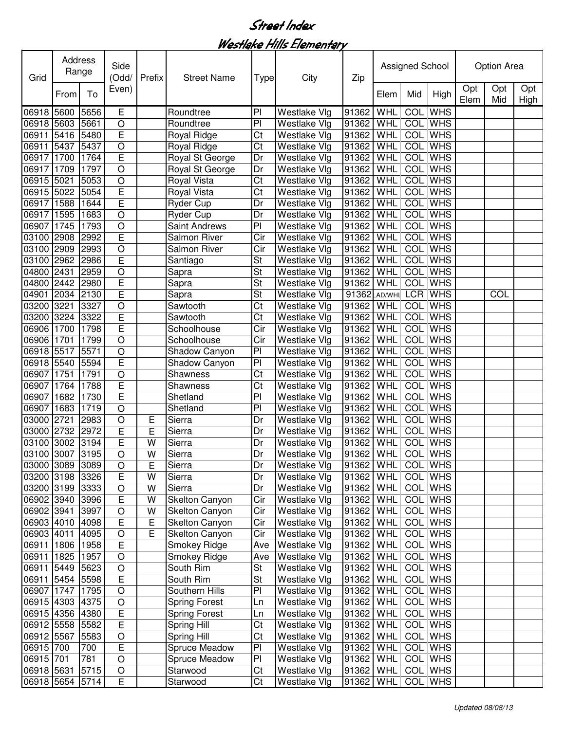# Street Index

## Westlake Hills Elementary

| Grid | Address Range | | Side (Odd/ Even) | Prefix | Street Name | Type | City | Zip | Assigned School | | | Option Area | | |
|---|---|---|---|---|---|---|---|---|---|---|---|---|---|---|
| | From | To | | | | | | | Elem | Mid | High | Opt Elem | Opt Mid | Opt High |
| 06918 | 5600 | 5656 | E | | Roundtree | Pl | Westlake Vlg | 91362 | WHL | COL | WHS | | | |
| 06918 | 5603 | 5661 | O | | Roundtree | Pl | Westlake Vlg | 91362 | WHL | COL | WHS | | | |
| 06911 | 5416 | 5480 | E | | Royal Ridge | Ct | Westlake Vlg | 91362 | WHL | COL | WHS | | | |
| 06911 | 5437 | 5437 | O | | Royal Ridge | Ct | Westlake Vlg | 91362 | WHL | COL | WHS | | | |
| 06917 | 1700 | 1764 | E | | Royal St George | Dr | Westlake Vlg | 91362 | WHL | COL | WHS | | | |
| 06917 | 1709 | 1797 | O | | Royal St George | Dr | Westlake Vlg | 91362 | WHL | COL | WHS | | | |
| 06915 | 5021 | 5053 | O | | Royal Vista | Ct | Westlake Vlg | 91362 | WHL | COL | WHS | | | |
| 06915 | 5022 | 5054 | E | | Royal Vista | Ct | Westlake Vlg | 91362 | WHL | COL | WHS | | | |
| 06917 | 1588 | 1644 | E | | Ryder Cup | Dr | Westlake Vlg | 91362 | WHL | COL | WHS | | | |
| 06917 | 1595 | 1683 | O | | Ryder Cup | Dr | Westlake Vlg | 91362 | WHL | COL | WHS | | | |
| 06907 | 1745 | 1793 | O | | Saint Andrews | Pl | Westlake Vlg | 91362 | WHL | COL | WHS | | | |
| 03100 | 2908 | 2992 | E | | Salmon River | Cir | Westlake Vlg | 91362 | WHL | COL | WHS | | | |
| 03100 | 2909 | 2993 | O | | Salmon River | Cir | Westlake Vlg | 91362 | WHL | COL | WHS | | | |
| 03100 | 2962 | 2986 | E | | Santiago | St | Westlake Vlg | 91362 | WHL | COL | WHS | | | |
| 04800 | 2431 | 2959 | O | | Sapra | St | Westlake Vlg | 91362 | WHL | COL | WHS | | | |
| 04800 | 2442 | 2980 | E | | Sapra | St | Westlake Vlg | 91362 | WHL | COL | WHS | | | |
| 04901 | 2034 | 2130 | E | | Sapra | St | Westlake Vlg | 91362 | LAD/WHL | LCR | WHS | | COL | |
| 03200 | 3221 | 3327 | O | | Sawtooth | Ct | Westlake Vlg | 91362 | WHL | COL | WHS | | | |
| 03200 | 3224 | 3322 | E | | Sawtooth | Ct | Westlake Vlg | 91362 | WHL | COL | WHS | | | |
| 06906 | 1700 | 1798 | E | | Schoolhouse | Cir | Westlake Vlg | 91362 | WHL | COL | WHS | | | |
| 06906 | 1701 | 1799 | O | | Schoolhouse | Cir | Westlake Vlg | 91362 | WHL | COL | WHS | | | |
| 06918 | 5517 | 5571 | O | | Shadow Canyon | Pl | Westlake Vlg | 91362 | WHL | COL | WHS | | | |
| 06918 | 5540 | 5594 | E | | Shadow Canyon | Pl | Westlake Vlg | 91362 | WHL | COL | WHS | | | |
| 06907 | 1751 | 1791 | O | | Shawness | Ct | Westlake Vlg | 91362 | WHL | COL | WHS | | | |
| 06907 | 1764 | 1788 | E | | Shawness | Ct | Westlake Vlg | 91362 | WHL | COL | WHS | | | |
| 06907 | 1682 | 1730 | E | | Shetland | Pl | Westlake Vlg | 91362 | WHL | COL | WHS | | | |
| 06907 | 1683 | 1719 | O | | Shetland | Pl | Westlake Vlg | 91362 | WHL | COL | WHS | | | |
| 03000 | 2721 | 2983 | O | E | Sierra | Dr | Westlake Vlg | 91362 | WHL | COL | WHS | | | |
| 03000 | 2732 | 2972 | E | E | Sierra | Dr | Westlake Vlg | 91362 | WHL | COL | WHS | | | |
| 03100 | 3002 | 3194 | E | W | Sierra | Dr | Westlake Vlg | 91362 | WHL | COL | WHS | | | |
| 03100 | 3007 | 3195 | O | W | Sierra | Dr | Westlake Vlg | 91362 | WHL | COL | WHS | | | |
| 03000 | 3089 | 3089 | O | E | Sierra | Dr | Westlake Vlg | 91362 | WHL | COL | WHS | | | |
| 03200 | 3198 | 3326 | E | W | Sierra | Dr | Westlake Vlg | 91362 | WHL | COL | WHS | | | |
| 03200 | 3199 | 3333 | O | W | Sierra | Dr | Westlake Vlg | 91362 | WHL | COL | WHS | | | |
| 06902 | 3940 | 3996 | E | W | Skelton Canyon | Cir | Westlake Vlg | 91362 | WHL | COL | WHS | | | |
| 06902 | 3941 | 3997 | O | W | Skelton Canyon | Cir | Westlake Vlg | 91362 | WHL | COL | WHS | | | |
| 06903 | 4010 | 4098 | E | E | Skelton Canyon | Cir | Westlake Vlg | 91362 | WHL | COL | WHS | | | |
| 06903 | 4011 | 4095 | O | E | Skelton Canyon | Cir | Westlake Vlg | 91362 | WHL | COL | WHS | | | |
| 06911 | 1806 | 1958 | E | | Smokey Ridge | Ave | Westlake Vlg | 91362 | WHL | COL | WHS | | | |
| 06911 | 1825 | 1957 | O | | Smokey Ridge | Ave | Westlake Vlg | 91362 | WHL | COL | WHS | | | |
| 06911 | 5449 | 5623 | O | | South Rim | St | Westlake Vlg | 91362 | WHL | COL | WHS | | | |
| 06911 | 5454 | 5598 | E | | South Rim | St | Westlake Vlg | 91362 | WHL | COL | WHS | | | |
| 06907 | 1747 | 1795 | O | | Southern Hills | Pl | Westlake Vlg | 91362 | WHL | COL | WHS | | | |
| 06915 | 4303 | 4375 | O | | Spring Forest | Ln | Westlake Vlg | 91362 | WHL | COL | WHS | | | |
| 06915 | 4356 | 4380 | E | | Spring Forest | Ln | Westlake Vlg | 91362 | WHL | COL | WHS | | | |
| 06912 | 5558 | 5582 | E | | Spring Hill | Ct | Westlake Vlg | 91362 | WHL | COL | WHS | | | |
| 06912 | 5567 | 5583 | O | | Spring Hill | Ct | Westlake Vlg | 91362 | WHL | COL | WHS | | | |
| 06915 | 700 | 700 | E | | Spruce Meadow | Pl | Westlake Vlg | 91362 | WHL | COL | WHS | | | |
| 06915 | 701 | 781 | O | | Spruce Meadow | Pl | Westlake Vlg | 91362 | WHL | COL | WHS | | | |
| 06918 | 5631 | 5715 | O | | Starwood | Ct | Westlake Vlg | 91362 | WHL | COL | WHS | | | |
| 06918 | 5654 | 5714 | E | | Starwood | Ct | Westlake Vlg | 91362 | WHL | COL | WHS | | | |

*Updated 08/08/13*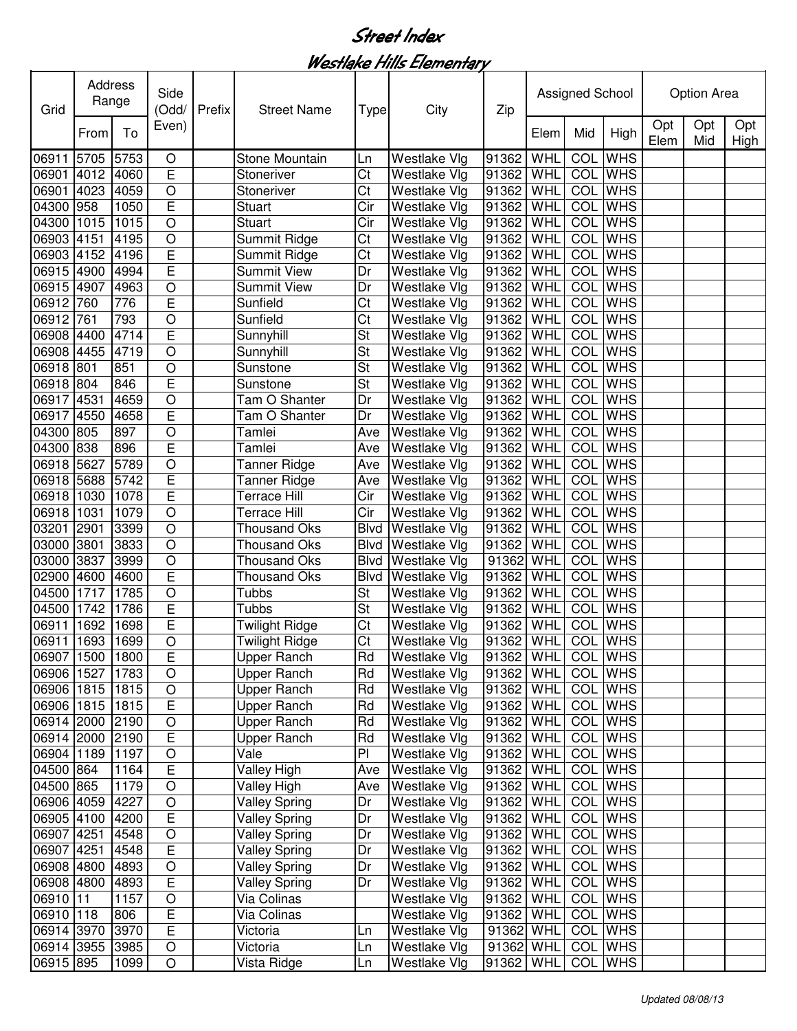# Street Index

## Westlake Hills Elementary

| Grid | Address Range | | Side (Odd/ Even) | Prefix | Street Name | Type | City | Zip | Assigned School | | | Option Area | | |
|---|---|---|---|---|---|---|---|---|---|---|---|---|---|---|
| | From | To | | | | | | | Elem | Mid | High | Opt Elem | Opt Mid | Opt High |
| 06911 | 5705 | 5753 | O | | Stone Mountain | Ln | Westlake Vlg | 91362 | WHL | COL | WHS | | | |
| 06901 | 4012 | 4060 | E | | Stoneriver | Ct | Westlake Vlg | 91362 | WHL | COL | WHS | | | |
| 06901 | 4023 | 4059 | O | | Stoneriver | Ct | Westlake Vlg | 91362 | WHL | COL | WHS | | | |
| 04300 | 958 | 1050 | E | | Stuart | Cir | Westlake Vlg | 91362 | WHL | COL | WHS | | | |
| 04300 | 1015 | 1015 | O | | Stuart | Cir | Westlake Vlg | 91362 | WHL | COL | WHS | | | |
| 06903 | 4151 | 4195 | O | | Summit Ridge | Ct | Westlake Vlg | 91362 | WHL | COL | WHS | | | |
| 06903 | 4152 | 4196 | E | | Summit Ridge | Ct | Westlake Vlg | 91362 | WHL | COL | WHS | | | |
| 06915 | 4900 | 4994 | E | | Summit View | Dr | Westlake Vlg | 91362 | WHL | COL | WHS | | | |
| 06915 | 4907 | 4963 | O | | Summit View | Dr | Westlake Vlg | 91362 | WHL | COL | WHS | | | |
| 06912 | 760 | 776 | E | | Sunfield | Ct | Westlake Vlg | 91362 | WHL | COL | WHS | | | |
| 06912 | 761 | 793 | O | | Sunfield | Ct | Westlake Vlg | 91362 | WHL | COL | WHS | | | |
| 06908 | 4400 | 4714 | E | | Sunnyhill | St | Westlake Vlg | 91362 | WHL | COL | WHS | | | |
| 06908 | 4455 | 4719 | O | | Sunnyhill | St | Westlake Vlg | 91362 | WHL | COL | WHS | | | |
| 06918 | 801 | 851 | O | | Sunstone | St | Westlake Vlg | 91362 | WHL | COL | WHS | | | |
| 06918 | 804 | 846 | E | | Sunstone | St | Westlake Vlg | 91362 | WHL | COL | WHS | | | |
| 06917 | 4531 | 4659 | O | | Tam O Shanter | Dr | Westlake Vlg | 91362 | WHL | COL | WHS | | | |
| 06917 | 4550 | 4658 | E | | Tam O Shanter | Dr | Westlake Vlg | 91362 | WHL | COL | WHS | | | |
| 04300 | 805 | 897 | O | | Tamlei | Ave | Westlake Vlg | 91362 | WHL | COL | WHS | | | |
| 04300 | 838 | 896 | E | | Tamlei | Ave | Westlake Vlg | 91362 | WHL | COL | WHS | | | |
| 06918 | 5627 | 5789 | O | | Tanner Ridge | Ave | Westlake Vlg | 91362 | WHL | COL | WHS | | | |
| 06918 | 5688 | 5742 | E | | Tanner Ridge | Ave | Westlake Vlg | 91362 | WHL | COL | WHS | | | |
| 06918 | 1030 | 1078 | E | | Terrace Hill | Cir | Westlake Vlg | 91362 | WHL | COL | WHS | | | |
| 06918 | 1031 | 1079 | O | | Terrace Hill | Cir | Westlake Vlg | 91362 | WHL | COL | WHS | | | |
| 03201 | 2901 | 3399 | O | | Thousand Oks | Blvd | Westlake Vlg | 91362 | WHL | COL | WHS | | | |
| 03000 | 3801 | 3833 | O | | Thousand Oks | Blvd | Westlake Vlg | 91362 | WHL | COL | WHS | | | |
| 03000 | 3837 | 3999 | O | | Thousand Oks | Blvd | Westlake Vlg | 91362 | WHL | COL | WHS | | | |
| 02900 | 4600 | 4600 | E | | Thousand Oks | Blvd | Westlake Vlg | 91362 | WHL | COL | WHS | | | |
| 04500 | 1717 | 1785 | O | | Tubbs | St | Westlake Vlg | 91362 | WHL | COL | WHS | | | |
| 04500 | 1742 | 1786 | E | | Tubbs | St | Westlake Vlg | 91362 | WHL | COL | WHS | | | |
| 06911 | 1692 | 1698 | E | | Twilight Ridge | Ct | Westlake Vlg | 91362 | WHL | COL | WHS | | | |
| 06911 | 1693 | 1699 | O | | Twilight Ridge | Ct | Westlake Vlg | 91362 | WHL | COL | WHS | | | |
| 06907 | 1500 | 1800 | E | | Upper Ranch | Rd | Westlake Vlg | 91362 | WHL | COL | WHS | | | |
| 06906 | 1527 | 1783 | O | | Upper Ranch | Rd | Westlake Vlg | 91362 | WHL | COL | WHS | | | |
| 06906 | 1815 | 1815 | O | | Upper Ranch | Rd | Westlake Vlg | 91362 | WHL | COL | WHS | | | |
| 06906 | 1815 | 1815 | E | | Upper Ranch | Rd | Westlake Vlg | 91362 | WHL | COL | WHS | | | |
| 06914 | 2000 | 2190 | O | | Upper Ranch | Rd | Westlake Vlg | 91362 | WHL | COL | WHS | | | |
| 06914 | 2000 | 2190 | E | | Upper Ranch | Rd | Westlake Vlg | 91362 | WHL | COL | WHS | | | |
| 06904 | 1189 | 1197 | O | | Vale | Pl | Westlake Vlg | 91362 | WHL | COL | WHS | | | |
| 04500 | 864 | 1164 | E | | Valley High | Ave | Westlake Vlg | 91362 | WHL | COL | WHS | | | |
| 04500 | 865 | 1179 | O | | Valley High | Ave | Westlake Vlg | 91362 | WHL | COL | WHS | | | |
| 06906 | 4059 | 4227 | O | | Valley Spring | Dr | Westlake Vlg | 91362 | WHL | COL | WHS | | | |
| 06905 | 4100 | 4200 | E | | Valley Spring | Dr | Westlake Vlg | 91362 | WHL | COL | WHS | | | |
| 06907 | 4251 | 4548 | O | | Valley Spring | Dr | Westlake Vlg | 91362 | WHL | COL | WHS | | | |
| 06907 | 4251 | 4548 | E | | Valley Spring | Dr | Westlake Vlg | 91362 | WHL | COL | WHS | | | |
| 06908 | 4800 | 4893 | O | | Valley Spring | Dr | Westlake Vlg | 91362 | WHL | COL | WHS | | | |
| 06908 | 4800 | 4893 | E | | Valley Spring | Dr | Westlake Vlg | 91362 | WHL | COL | WHS | | | |
| 06910 | 11 | 1157 | O | | Via Colinas | | Westlake Vlg | 91362 | WHL | COL | WHS | | | |
| 06910 | 118 | 806 | E | | Via Colinas | | Westlake Vlg | 91362 | WHL | COL | WHS | | | |
| 06914 | 3970 | 3970 | E | | Victoria | Ln | Westlake Vlg | 91362 | WHL | COL | WHS | | | |
| 06914 | 3955 | 3985 | O | | Victoria | Ln | Westlake Vlg | 91362 | WHL | COL | WHS | | | |
| 06915 | 895 | 1099 | O | | Vista Ridge | Ln | Westlake Vlg | 91362 | WHL | COL | WHS | | | |

*Updated 08/08/13*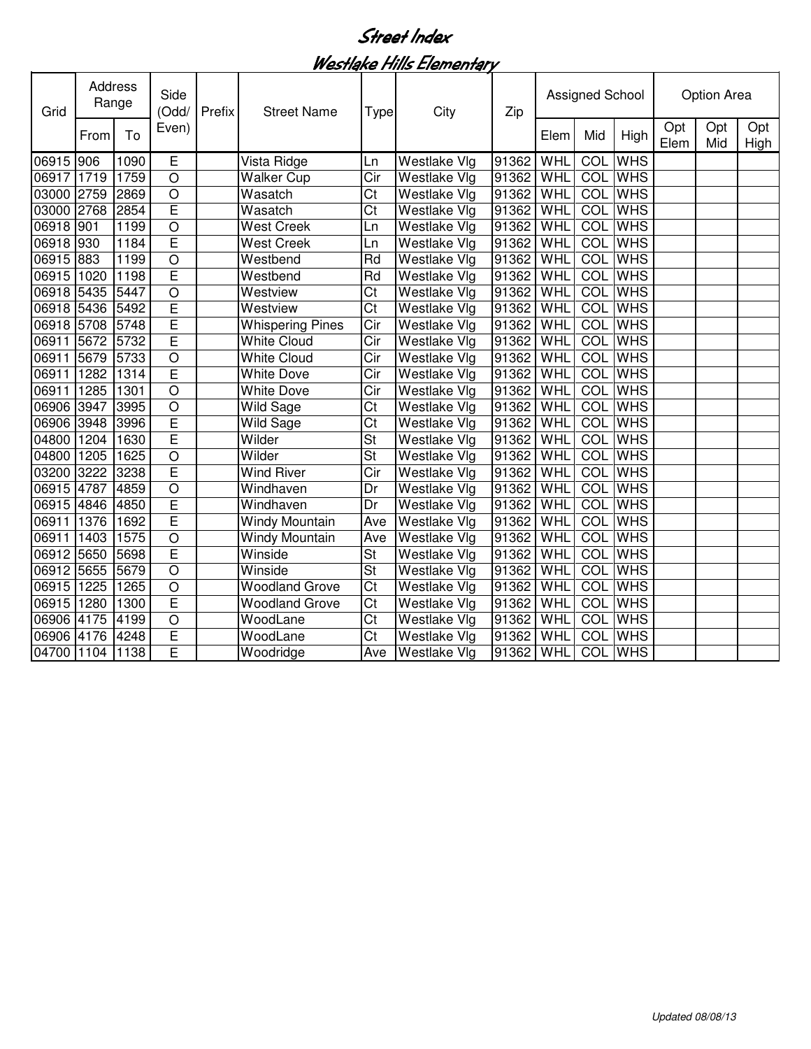# Street Index

## Westlake Hills Elementary

| Grid | Address Range | | Side (Odd/ Even) | Prefix | Street Name | Type | City | Zip | Assigned School | | | Option Area | | |
|---|---|---|---|---|---|---|---|---|---|---|---|---|---|---|
| | From | To | | | | | | | Elem | Mid | High | Opt Elem | Opt Mid | Opt High |
| 06915 | 906 | 1090 | E | | Vista Ridge | Ln | Westlake Vlg | 91362 | WHL | COL | WHS | | | |
| 06917 | 1719 | 1759 | O | | Walker Cup | Cir | Westlake Vlg | 91362 | WHL | COL | WHS | | | |
| 03000 | 2759 | 2869 | O | | Wasatch | Ct | Westlake Vlg | 91362 | WHL | COL | WHS | | | |
| 03000 | 2768 | 2854 | E | | Wasatch | Ct | Westlake Vlg | 91362 | WHL | COL | WHS | | | |
| 06918 | 901 | 1199 | O | | West Creek | Ln | Westlake Vlg | 91362 | WHL | COL | WHS | | | |
| 06918 | 930 | 1184 | E | | West Creek | Ln | Westlake Vlg | 91362 | WHL | COL | WHS | | | |
| 06915 | 883 | 1199 | O | | Westbend | Rd | Westlake Vlg | 91362 | WHL | COL | WHS | | | |
| 06915 | 1020 | 1198 | E | | Westbend | Rd | Westlake Vlg | 91362 | WHL | COL | WHS | | | |
| 06918 | 5435 | 5447 | O | | Westview | Ct | Westlake Vlg | 91362 | WHL | COL | WHS | | | |
| 06918 | 5436 | 5492 | E | | Westview | Ct | Westlake Vlg | 91362 | WHL | COL | WHS | | | |
| 06918 | 5708 | 5748 | E | | Whispering Pines | Cir | Westlake Vlg | 91362 | WHL | COL | WHS | | | |
| 06911 | 5672 | 5732 | E | | White Cloud | Cir | Westlake Vlg | 91362 | WHL | COL | WHS | | | |
| 06911 | 5679 | 5733 | O | | White Cloud | Cir | Westlake Vlg | 91362 | WHL | COL | WHS | | | |
| 06911 | 1282 | 1314 | E | | White Dove | Cir | Westlake Vlg | 91362 | WHL | COL | WHS | | | |
| 06911 | 1285 | 1301 | O | | White Dove | Cir | Westlake Vlg | 91362 | WHL | COL | WHS | | | |
| 06906 | 3947 | 3995 | O | | Wild Sage | Ct | Westlake Vlg | 91362 | WHL | COL | WHS | | | |
| 06906 | 3948 | 3996 | E | | Wild Sage | Ct | Westlake Vlg | 91362 | WHL | COL | WHS | | | |
| 04800 | 1204 | 1630 | E | | Wilder | St | Westlake Vlg | 91362 | WHL | COL | WHS | | | |
| 04800 | 1205 | 1625 | O | | Wilder | St | Westlake Vlg | 91362 | WHL | COL | WHS | | | |
| 03200 | 3222 | 3238 | E | | Wind River | Cir | Westlake Vlg | 91362 | WHL | COL | WHS | | | |
| 06915 | 4787 | 4859 | O | | Windhaven | Dr | Westlake Vlg | 91362 | WHL | COL | WHS | | | |
| 06915 | 4846 | 4850 | E | | Windhaven | Dr | Westlake Vlg | 91362 | WHL | COL | WHS | | | |
| 06911 | 1376 | 1692 | E | | Windy Mountain | Ave | Westlake Vlg | 91362 | WHL | COL | WHS | | | |
| 06911 | 1403 | 1575 | O | | Windy Mountain | Ave | Westlake Vlg | 91362 | WHL | COL | WHS | | | |
| 06912 | 5650 | 5698 | E | | Winside | St | Westlake Vlg | 91362 | WHL | COL | WHS | | | |
| 06912 | 5655 | 5679 | O | | Winside | St | Westlake Vlg | 91362 | WHL | COL | WHS | | | |
| 06915 | 1225 | 1265 | O | | Woodland Grove | Ct | Westlake Vlg | 91362 | WHL | COL | WHS | | | |
| 06915 | 1280 | 1300 | E | | Woodland Grove | Ct | Westlake Vlg | 91362 | WHL | COL | WHS | | | |
| 06906 | 4175 | 4199 | O | | WoodLane | Ct | Westlake Vlg | 91362 | WHL | COL | WHS | | | |
| 06906 | 4176 | 4248 | E | | WoodLane | Ct | Westlake Vlg | 91362 | WHL | COL | WHS | | | |
| 04700 | 1104 | 1138 | E | | Woodridge | Ave | Westlake Vlg | 91362 | WHL | COL | WHS | | | |

*Updated 08/08/13*